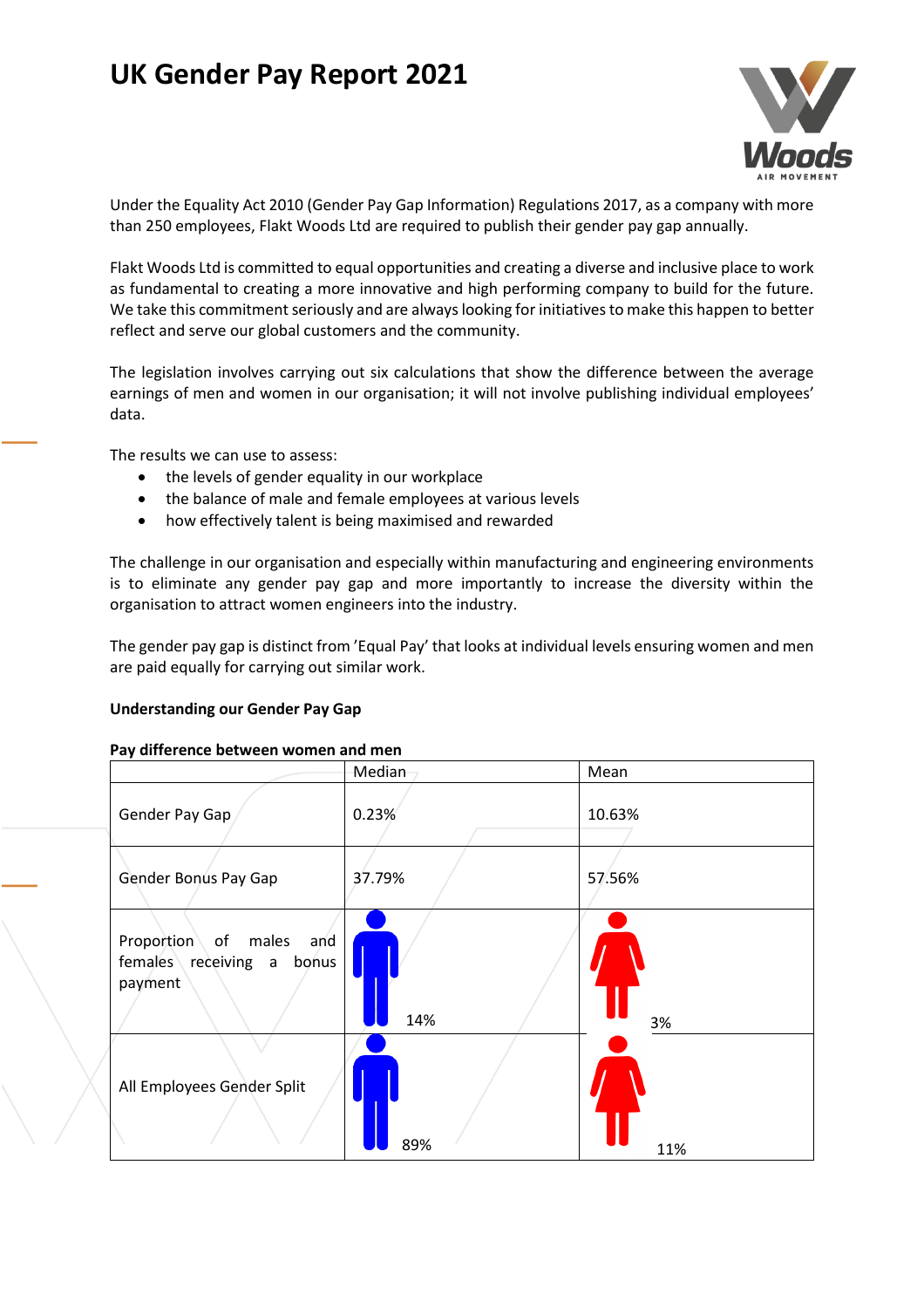# UK Gender Pay Report 2021

Under the Equality Act 2010 (Gender Pay Gap Information) Regulations 2017, as a company with more than 250 employees, Flakt Woods Ltd are required to publish their gender pay gap annually.

Flakt Woods Ltd is committed to equal opportunities and creating a diverse and inclusive place to work as fundamental to creating a more innovative and high performing company to build for the future. We take this commitment seriously and are always looking for initiatives to make this happen to better reflect and serve our global customers and the community.

The legislation involves carrying out six calculations that show the difference between the average earnings of men and women in our organisation; it will not involve publishing individual employees' data.

The results we can use to assess:

- the levels of gender equality in our workplace
- the balance of male and female employees at various levels
- how effectively talent is being maximised and rewarded

The challenge in our organisation and especially within manufacturing and engineering environments is to eliminate any gender pay gap and more importantly to increase the diversity within the organisation to attract women engineers into the industry.

The gender pay gap is distinct from 'Equal Pay' that looks at individual levels ensuring women and men are paid equally for carrying out similar work.

**Understanding our Gender Pay Gap**

**Pay difference between women and men**

| | Median | Mean |
|---|---|---|
| Gender Pay Gap | 0.23% | 10.63% |
| Gender Bonus Pay Gap | 37.79% | 57.56% |
| Proportion of males and females receiving a bonus payment | 14% | 3% |
| All Employees Gender Split | 89% | 11% |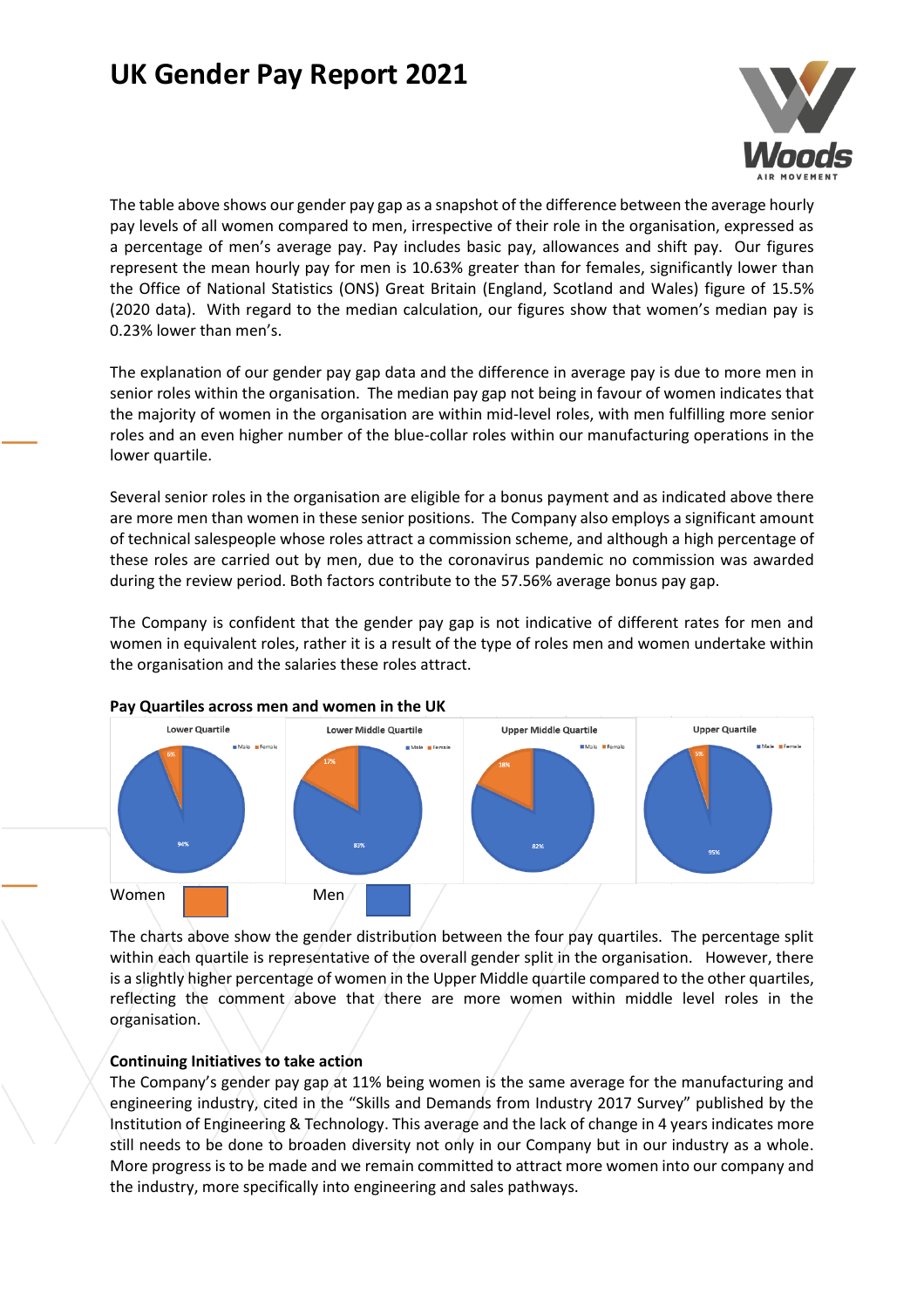# UK Gender Pay Report 2021

The table above shows our gender pay gap as a snapshot of the difference between the average hourly pay levels of all women compared to men, irrespective of their role in the organisation, expressed as a percentage of men's average pay. Pay includes basic pay, allowances and shift pay. Our figures represent the mean hourly pay for men is 10.63% greater than for females, significantly lower than the Office of National Statistics (ONS) Great Britain (England, Scotland and Wales) figure of 15.5% (2020 data). With regard to the median calculation, our figures show that women's median pay is 0.23% lower than men's.

The explanation of our gender pay gap data and the difference in average pay is due to more men in senior roles within the organisation. The median pay gap not being in favour of women indicates that the majority of women in the organisation are within mid-level roles, with men fulfilling more senior roles and an even higher number of the blue-collar roles within our manufacturing operations in the lower quartile.

Several senior roles in the organisation are eligible for a bonus payment and as indicated above there are more men than women in these senior positions. The Company also employs a significant amount of technical salespeople whose roles attract a commission scheme, and although a high percentage of these roles are carried out by men, due to the coronavirus pandemic no commission was awarded during the review period. Both factors contribute to the 57.56% average bonus pay gap.

The Company is confident that the gender pay gap is not indicative of different rates for men and women in equivalent roles, rather it is a result of the type of roles men and women undertake within the organisation and the salaries these roles attract.

**Pay Quartiles across men and women in the UK**

| | Lower Quartile | Lower Middle Quartile | Upper Middle Quartile | Upper Quartile |
|---|---|---|---|---|
| Male | 94% | 83% | 82% | 95% |
| Female | 6% | 17% | 18% | 5% |

Women ■ Men ■

The charts above show the gender distribution between the four pay quartiles. The percentage split within each quartile is representative of the overall gender split in the organisation. However, there is a slightly higher percentage of women in the Upper Middle quartile compared to the other quartiles, reflecting the comment above that there are more women within middle level roles in the organisation.

**Continuing Initiatives to take action**

The Company's gender pay gap at 11% being women is the same average for the manufacturing and engineering industry, cited in the "Skills and Demands from Industry 2017 Survey" published by the Institution of Engineering & Technology. This average and the lack of change in 4 years indicates more still needs to be done to broaden diversity not only in our Company but in our industry as a whole. More progress is to be made and we remain committed to attract more women into our company and the industry, more specifically into engineering and sales pathways.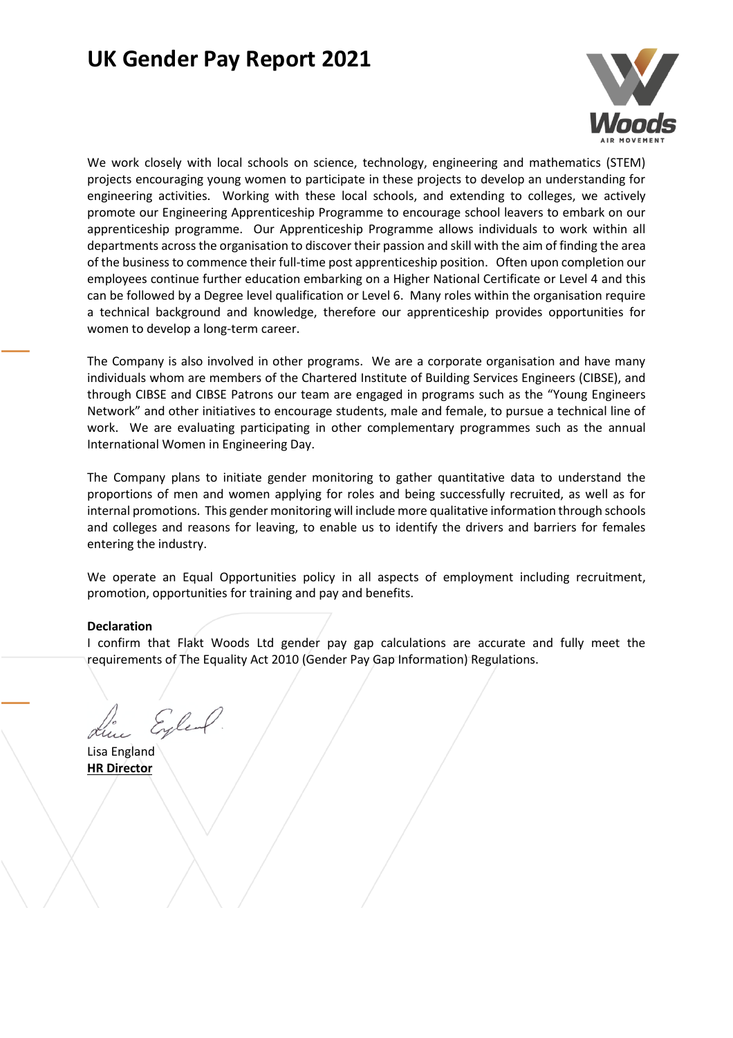# UK Gender Pay Report 2021

We work closely with local schools on science, technology, engineering and mathematics (STEM) projects encouraging young women to participate in these projects to develop an understanding for engineering activities. Working with these local schools, and extending to colleges, we actively promote our Engineering Apprenticeship Programme to encourage school leavers to embark on our apprenticeship programme. Our Apprenticeship Programme allows individuals to work within all departments across the organisation to discover their passion and skill with the aim of finding the area of the business to commence their full-time post apprenticeship position. Often upon completion our employees continue further education embarking on a Higher National Certificate or Level 4 and this can be followed by a Degree level qualification or Level 6. Many roles within the organisation require a technical background and knowledge, therefore our apprenticeship provides opportunities for women to develop a long-term career.

The Company is also involved in other programs. We are a corporate organisation and have many individuals whom are members of the Chartered Institute of Building Services Engineers (CIBSE), and through CIBSE and CIBSE Patrons our team are engaged in programs such as the "Young Engineers Network" and other initiatives to encourage students, male and female, to pursue a technical line of work. We are evaluating participating in other complementary programmes such as the annual International Women in Engineering Day.

The Company plans to initiate gender monitoring to gather quantitative data to understand the proportions of men and women applying for roles and being successfully recruited, as well as for internal promotions. This gender monitoring will include more qualitative information through schools and colleges and reasons for leaving, to enable us to identify the drivers and barriers for females entering the industry.

We operate an Equal Opportunities policy in all aspects of employment including recruitment, promotion, opportunities for training and pay and benefits.

**Declaration**

I confirm that Flakt Woods Ltd gender pay gap calculations are accurate and fully meet the requirements of The Equality Act 2010 (Gender Pay Gap Information) Regulations.

Lisa England
**HR Director**